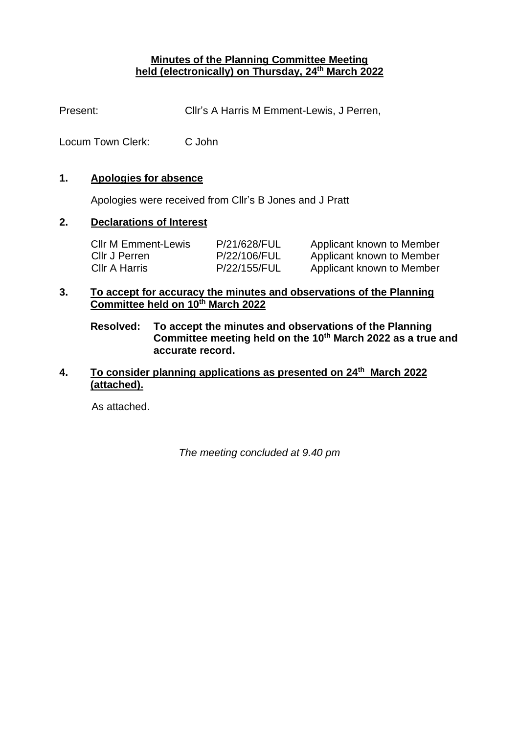# Minutes of the Planning Committee Meeting held (electronically) on Thursday, 24th March 2022

Present: Cllr's A Harris M Emment-Lewis, J Perren,

Locum Town Clerk: C John

## 1. Apologies for absence

Apologies were received from Cllr's B Jones and J Pratt

## 2. Declarations of Interest

| | | |
|---|---|---|
| Cllr M Emment-Lewis | P/21/628/FUL | Applicant known to Member |
| Cllr J Perren | P/22/106/FUL | Applicant known to Member |
| Cllr A Harris | P/22/155/FUL | Applicant known to Member |

## 3. To accept for accuracy the minutes and observations of the Planning Committee held on 10th March 2022

**Resolved: To accept the minutes and observations of the Planning Committee meeting held on the 10th March 2022 as a true and accurate record.**

## 4. To consider planning applications as presented on 24th March 2022 (attached).

As attached.

*The meeting concluded at 9.40 pm*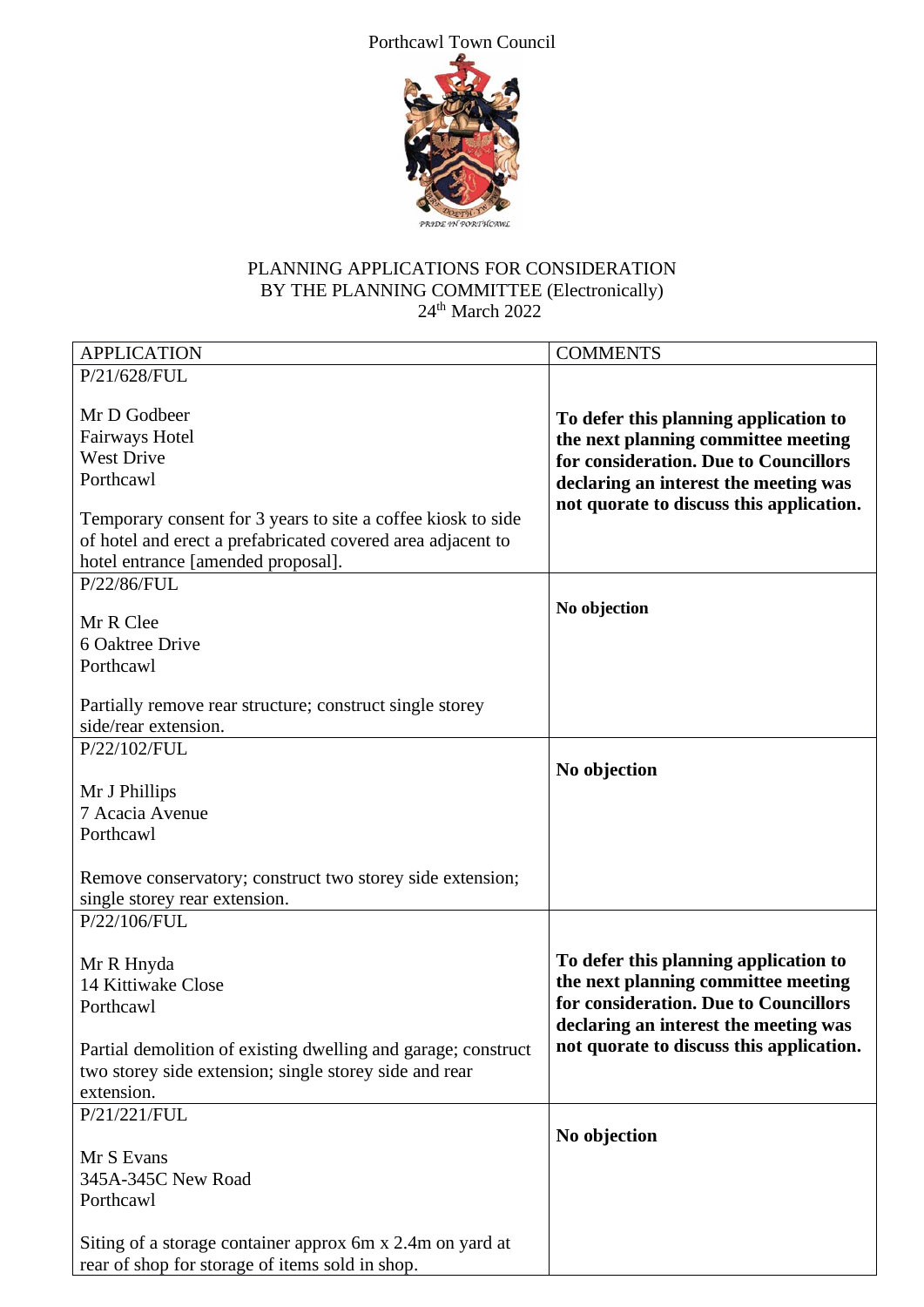Porthcawl Town Council

PRIDE IN PORTHCAWL

PLANNING APPLICATIONS FOR CONSIDERATION
BY THE PLANNING COMMITTEE (Electronically)
24th March 2022

| APPLICATION | COMMENTS |
|---|---|
| P/21/628/FUL<br><br>Mr D Godbeer<br>Fairways Hotel<br>West Drive<br>Porthcawl<br><br>Temporary consent for 3 years to site a coffee kiosk to side of hotel and erect a prefabricated covered area adjacent to hotel entrance [amended proposal]. | **To defer this planning application to the next planning committee meeting for consideration. Due to Councillors declaring an interest the meeting was not quorate to discuss this application.** |
| P/22/86/FUL<br><br>Mr R Clee<br>6 Oaktree Drive<br>Porthcawl<br><br>Partially remove rear structure; construct single storey side/rear extension. | **No objection** |
| P/22/102/FUL<br><br>Mr J Phillips<br>7 Acacia Avenue<br>Porthcawl<br><br>Remove conservatory; construct two storey side extension; single storey rear extension. | **No objection** |
| P/22/106/FUL<br><br>Mr R Hnyda<br>14 Kittiwake Close<br>Porthcawl<br><br>Partial demolition of existing dwelling and garage; construct two storey side extension; single storey side and rear extension. | **To defer this planning application to the next planning committee meeting for consideration. Due to Councillors declaring an interest the meeting was not quorate to discuss this application.** |
| P/21/221/FUL<br><br>Mr S Evans<br>345A-345C New Road<br>Porthcawl<br><br>Siting of a storage container approx 6m x 2.4m on yard at rear of shop for storage of items sold in shop. | **No objection** |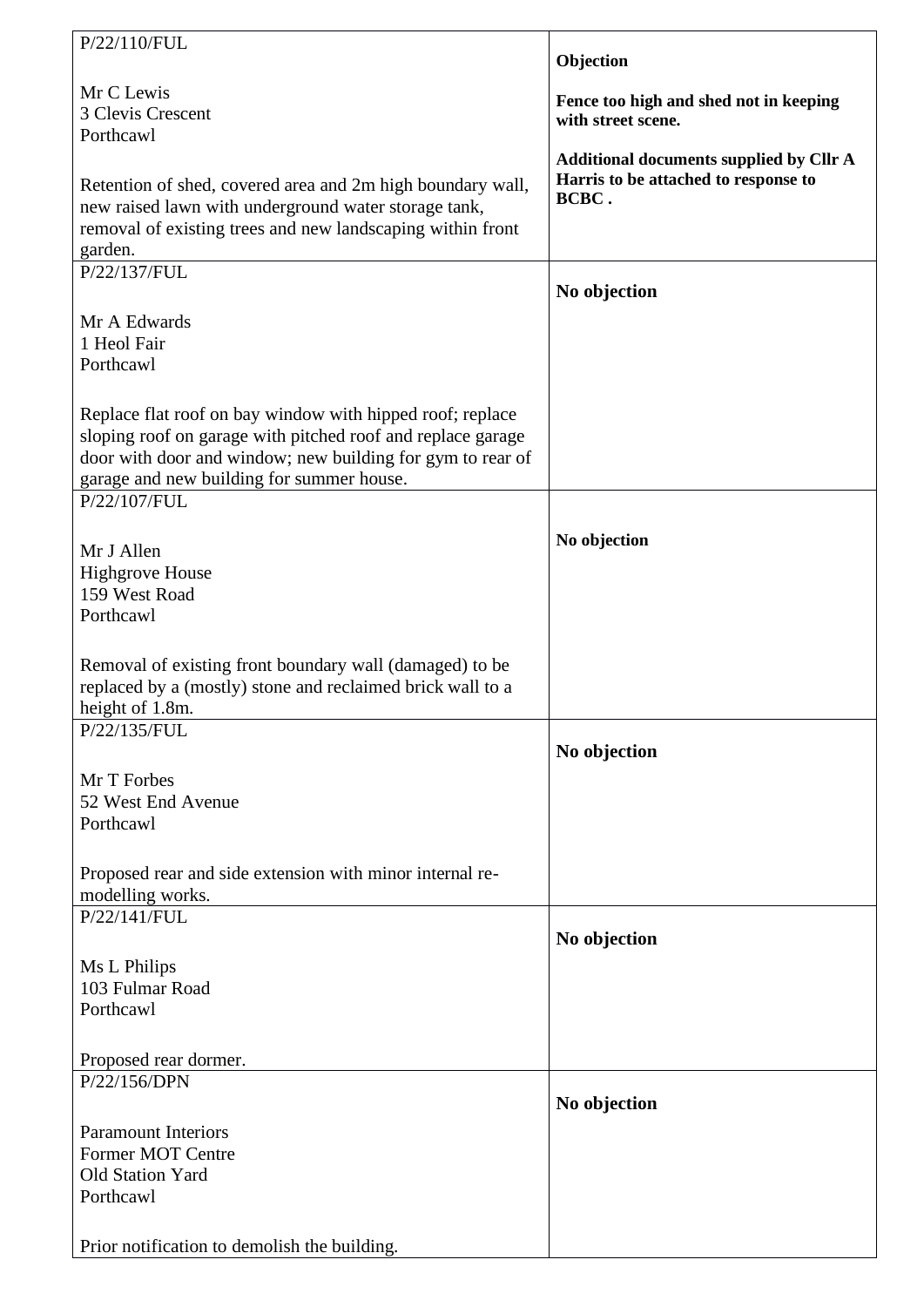| | |
|---|---|
| P/22/110/FUL<br><br>Mr C Lewis<br>3 Clevis Crescent<br>Porthcawl<br><br>Retention of shed, covered area and 2m high boundary wall, new raised lawn with underground water storage tank, removal of existing trees and new landscaping within front garden. | **Objection**<br><br>**Fence too high and shed not in keeping with street scene.**<br><br>**Additional documents supplied by Cllr A Harris to be attached to response to BCBC .** |
| P/22/137/FUL<br><br>Mr A Edwards<br>1 Heol Fair<br>Porthcawl<br><br>Replace flat roof on bay window with hipped roof; replace sloping roof on garage with pitched roof and replace garage door with door and window; new building for gym to rear of garage and new building for summer house. | **No objection** |
| P/22/107/FUL<br><br>Mr J Allen<br>Highgrove House<br>159 West Road<br>Porthcawl<br><br>Removal of existing front boundary wall (damaged) to be replaced by a (mostly) stone and reclaimed brick wall to a height of 1.8m. | **No objection** |
| P/22/135/FUL<br><br>Mr T Forbes<br>52 West End Avenue<br>Porthcawl<br><br>Proposed rear and side extension with minor internal re-modelling works. | **No objection** |
| P/22/141/FUL<br><br>Ms L Philips<br>103 Fulmar Road<br>Porthcawl<br><br>Proposed rear dormer. | **No objection** |
| P/22/156/DPN<br><br>Paramount Interiors<br>Former MOT Centre<br>Old Station Yard<br>Porthcawl<br><br>Prior notification to demolish the building. | **No objection** |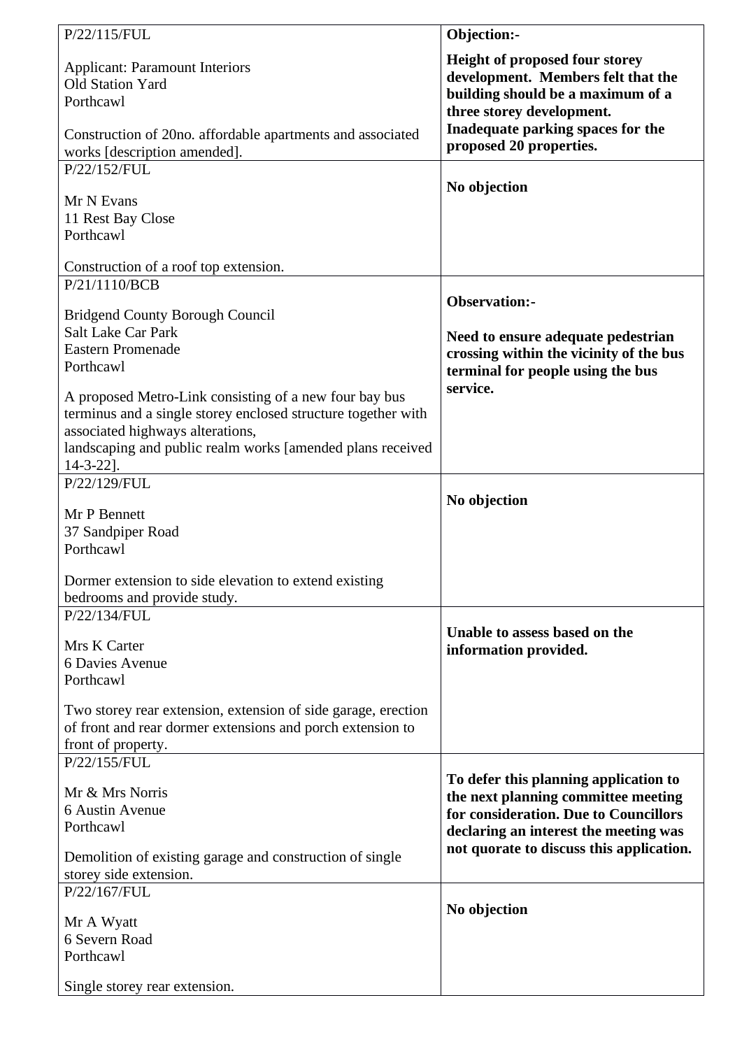| | |
|---|---|
| P/22/115/FUL<br><br>Applicant: Paramount Interiors<br>Old Station Yard<br>Porthcawl<br><br>Construction of 20no. affordable apartments and associated works [description amended]. | **Objection:-**<br><br>**Height of proposed four storey development. Members felt that the building should be a maximum of a three storey development.**<br>**Inadequate parking spaces for the proposed 20 properties.** |
| P/22/152/FUL<br><br>Mr N Evans<br>11 Rest Bay Close<br>Porthcawl<br><br>Construction of a roof top extension. | **No objection** |
| P/21/1110/BCB<br><br>Bridgend County Borough Council<br>Salt Lake Car Park<br>Eastern Promenade<br>Porthcawl<br><br>A proposed Metro-Link consisting of a new four bay bus terminus and a single storey enclosed structure together with associated highways alterations,<br>landscaping and public realm works [amended plans received 14-3-22]. | **Observation:-**<br><br>**Need to ensure adequate pedestrian crossing within the vicinity of the bus terminal for people using the bus service.** |
| P/22/129/FUL<br><br>Mr P Bennett<br>37 Sandpiper Road<br>Porthcawl<br><br>Dormer extension to side elevation to extend existing bedrooms and provide study. | **No objection** |
| P/22/134/FUL<br><br>Mrs K Carter<br>6 Davies Avenue<br>Porthcawl<br><br>Two storey rear extension, extension of side garage, erection of front and rear dormer extensions and porch extension to front of property. | **Unable to assess based on the information provided.** |
| P/22/155/FUL<br><br>Mr & Mrs Norris<br>6 Austin Avenue<br>Porthcawl<br><br>Demolition of existing garage and construction of single storey side extension. | **To defer this planning application to the next planning committee meeting for consideration. Due to Councillors declaring an interest the meeting was not quorate to discuss this application.** |
| P/22/167/FUL<br><br>Mr A Wyatt<br>6 Severn Road<br>Porthcawl<br><br>Single storey rear extension. | **No objection** |